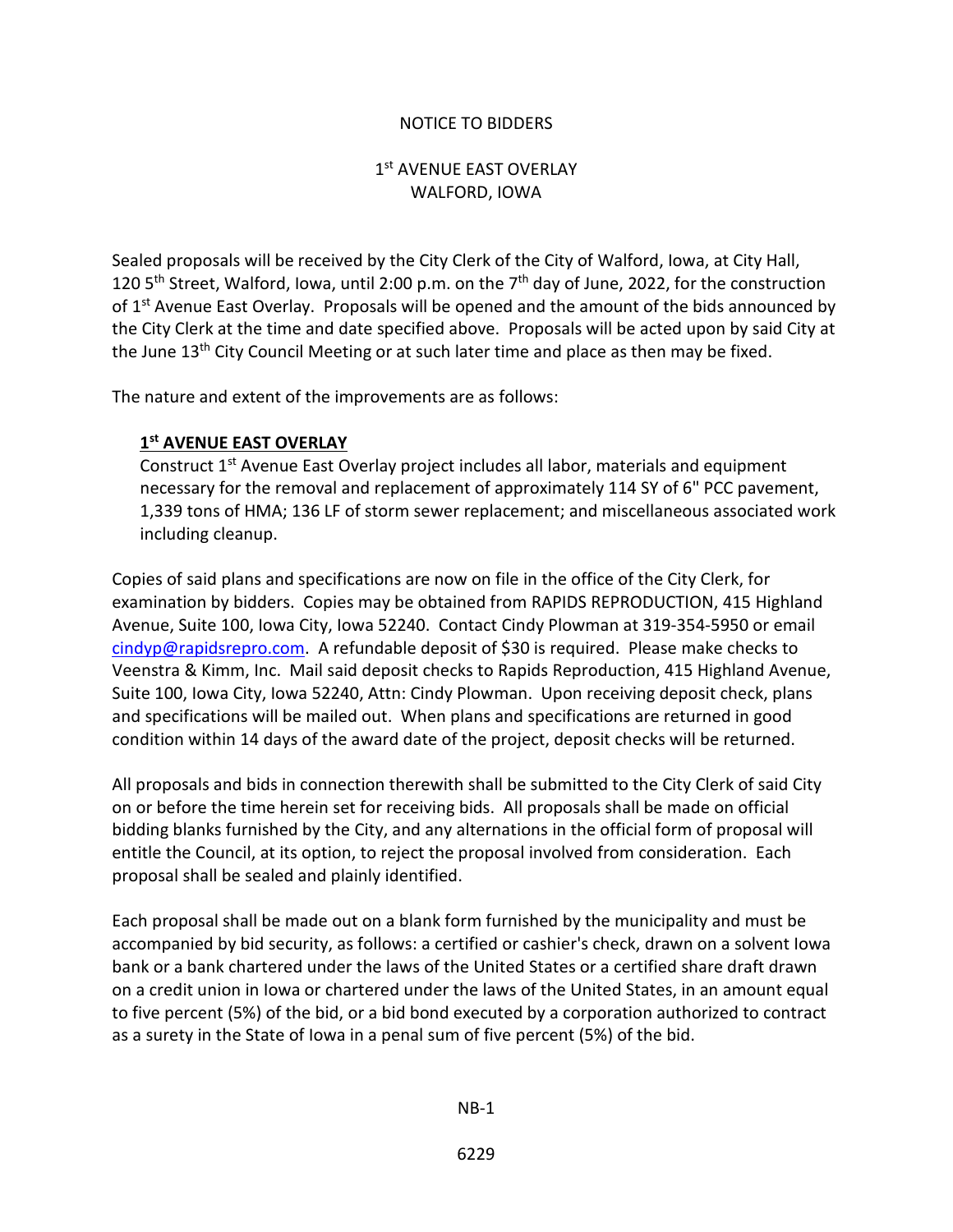# NOTICE TO BIDDERS

## 1st AVENUE EAST OVERLAY
## WALFORD, IOWA

Sealed proposals will be received by the City Clerk of the City of Walford, Iowa, at City Hall, 120 5th Street, Walford, Iowa, until 2:00 p.m. on the 7th day of June, 2022, for the construction of 1st Avenue East Overlay. Proposals will be opened and the amount of the bids announced by the City Clerk at the time and date specified above. Proposals will be acted upon by said City at the June 13th City Council Meeting or at such later time and place as then may be fixed.

The nature and extent of the improvements are as follows:

**1st AVENUE EAST OVERLAY**
Construct 1st Avenue East Overlay project includes all labor, materials and equipment necessary for the removal and replacement of approximately 114 SY of 6" PCC pavement, 1,339 tons of HMA; 136 LF of storm sewer replacement; and miscellaneous associated work including cleanup.

Copies of said plans and specifications are now on file in the office of the City Clerk, for examination by bidders. Copies may be obtained from RAPIDS REPRODUCTION, 415 Highland Avenue, Suite 100, Iowa City, Iowa 52240. Contact Cindy Plowman at 319-354-5950 or email cindyp@rapidsrepro.com. A refundable deposit of $30 is required. Please make checks to Veenstra & Kimm, Inc. Mail said deposit checks to Rapids Reproduction, 415 Highland Avenue, Suite 100, Iowa City, Iowa 52240, Attn: Cindy Plowman. Upon receiving deposit check, plans and specifications will be mailed out. When plans and specifications are returned in good condition within 14 days of the award date of the project, deposit checks will be returned.

All proposals and bids in connection therewith shall be submitted to the City Clerk of said City on or before the time herein set for receiving bids. All proposals shall be made on official bidding blanks furnished by the City, and any alternations in the official form of proposal will entitle the Council, at its option, to reject the proposal involved from consideration. Each proposal shall be sealed and plainly identified.

Each proposal shall be made out on a blank form furnished by the municipality and must be accompanied by bid security, as follows: a certified or cashier's check, drawn on a solvent Iowa bank or a bank chartered under the laws of the United States or a certified share draft drawn on a credit union in Iowa or chartered under the laws of the United States, in an amount equal to five percent (5%) of the bid, or a bid bond executed by a corporation authorized to contract as a surety in the State of Iowa in a penal sum of five percent (5%) of the bid.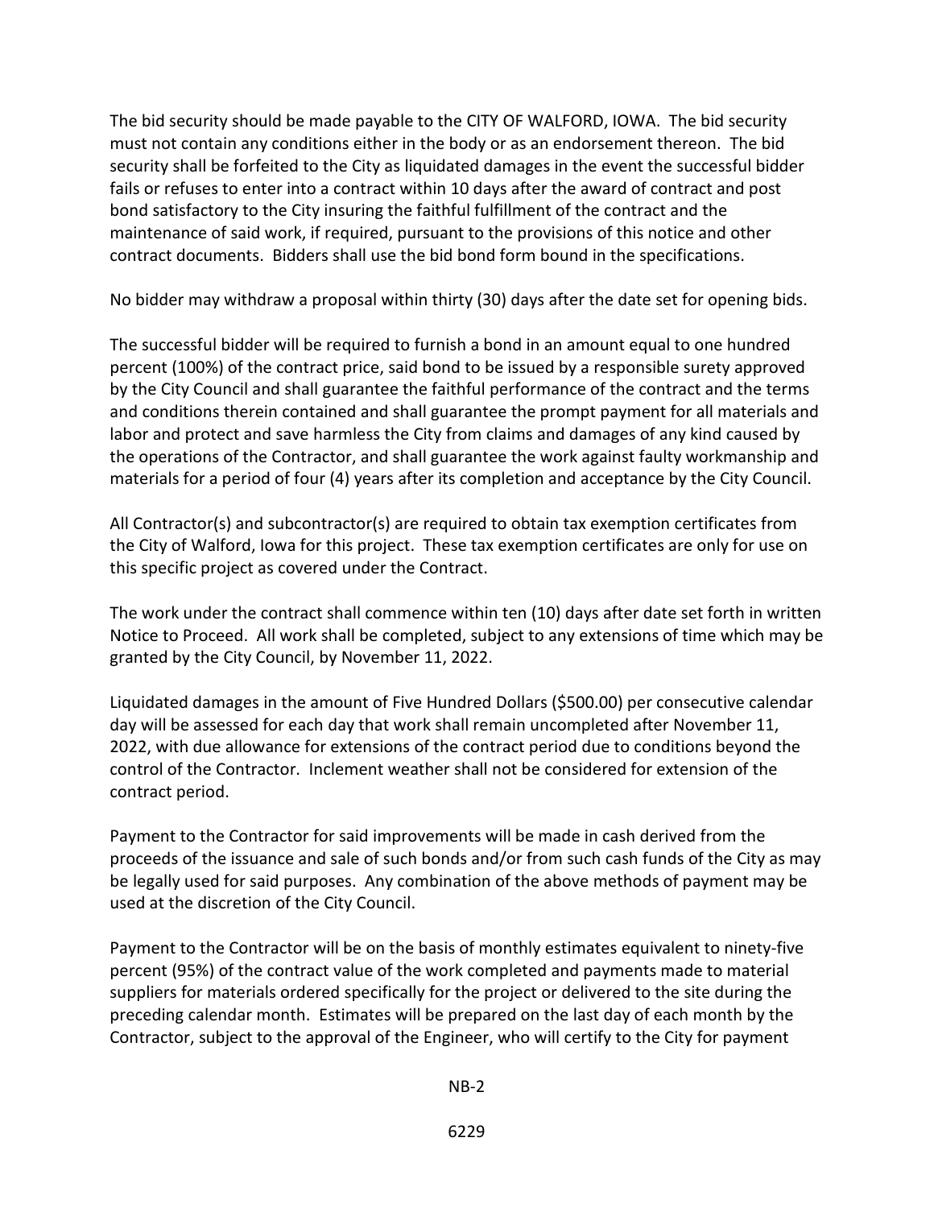The bid security should be made payable to the CITY OF WALFORD, IOWA. The bid security must not contain any conditions either in the body or as an endorsement thereon. The bid security shall be forfeited to the City as liquidated damages in the event the successful bidder fails or refuses to enter into a contract within 10 days after the award of contract and post bond satisfactory to the City insuring the faithful fulfillment of the contract and the maintenance of said work, if required, pursuant to the provisions of this notice and other contract documents. Bidders shall use the bid bond form bound in the specifications.

No bidder may withdraw a proposal within thirty (30) days after the date set for opening bids.

The successful bidder will be required to furnish a bond in an amount equal to one hundred percent (100%) of the contract price, said bond to be issued by a responsible surety approved by the City Council and shall guarantee the faithful performance of the contract and the terms and conditions therein contained and shall guarantee the prompt payment for all materials and labor and protect and save harmless the City from claims and damages of any kind caused by the operations of the Contractor, and shall guarantee the work against faulty workmanship and materials for a period of four (4) years after its completion and acceptance by the City Council.

All Contractor(s) and subcontractor(s) are required to obtain tax exemption certificates from the City of Walford, Iowa for this project. These tax exemption certificates are only for use on this specific project as covered under the Contract.

The work under the contract shall commence within ten (10) days after date set forth in written Notice to Proceed. All work shall be completed, subject to any extensions of time which may be granted by the City Council, by November 11, 2022.

Liquidated damages in the amount of Five Hundred Dollars ($500.00) per consecutive calendar day will be assessed for each day that work shall remain uncompleted after November 11, 2022, with due allowance for extensions of the contract period due to conditions beyond the control of the Contractor. Inclement weather shall not be considered for extension of the contract period.

Payment to the Contractor for said improvements will be made in cash derived from the proceeds of the issuance and sale of such bonds and/or from such cash funds of the City as may be legally used for said purposes. Any combination of the above methods of payment may be used at the discretion of the City Council.

Payment to the Contractor will be on the basis of monthly estimates equivalent to ninety-five percent (95%) of the contract value of the work completed and payments made to material suppliers for materials ordered specifically for the project or delivered to the site during the preceding calendar month. Estimates will be prepared on the last day of each month by the Contractor, subject to the approval of the Engineer, who will certify to the City for payment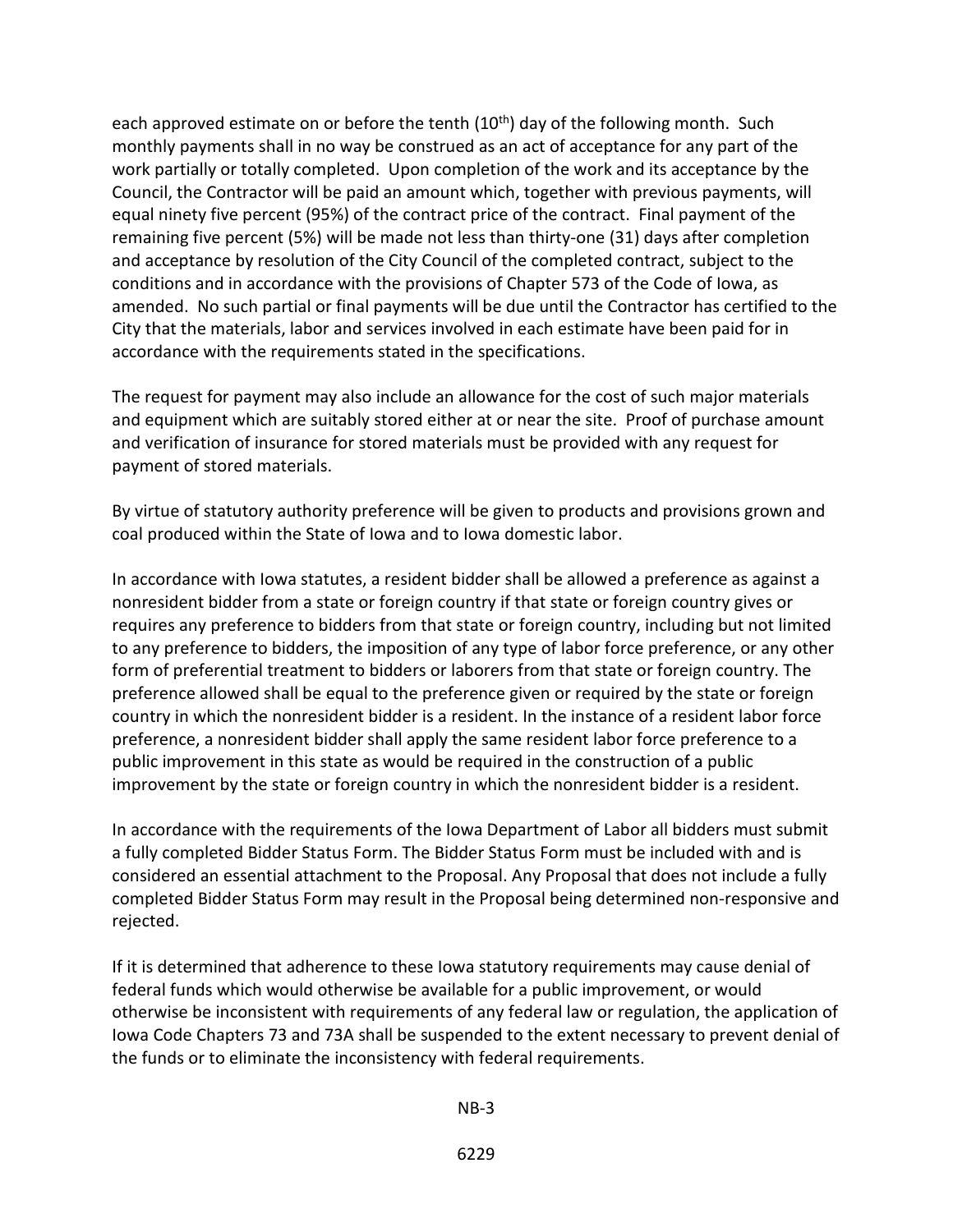each approved estimate on or before the tenth (10th) day of the following month. Such monthly payments shall in no way be construed as an act of acceptance for any part of the work partially or totally completed. Upon completion of the work and its acceptance by the Council, the Contractor will be paid an amount which, together with previous payments, will equal ninety five percent (95%) of the contract price of the contract. Final payment of the remaining five percent (5%) will be made not less than thirty-one (31) days after completion and acceptance by resolution of the City Council of the completed contract, subject to the conditions and in accordance with the provisions of Chapter 573 of the Code of Iowa, as amended. No such partial or final payments will be due until the Contractor has certified to the City that the materials, labor and services involved in each estimate have been paid for in accordance with the requirements stated in the specifications.

The request for payment may also include an allowance for the cost of such major materials and equipment which are suitably stored either at or near the site. Proof of purchase amount and verification of insurance for stored materials must be provided with any request for payment of stored materials.

By virtue of statutory authority preference will be given to products and provisions grown and coal produced within the State of Iowa and to Iowa domestic labor.

In accordance with Iowa statutes, a resident bidder shall be allowed a preference as against a nonresident bidder from a state or foreign country if that state or foreign country gives or requires any preference to bidders from that state or foreign country, including but not limited to any preference to bidders, the imposition of any type of labor force preference, or any other form of preferential treatment to bidders or laborers from that state or foreign country. The preference allowed shall be equal to the preference given or required by the state or foreign country in which the nonresident bidder is a resident. In the instance of a resident labor force preference, a nonresident bidder shall apply the same resident labor force preference to a public improvement in this state as would be required in the construction of a public improvement by the state or foreign country in which the nonresident bidder is a resident.

In accordance with the requirements of the Iowa Department of Labor all bidders must submit a fully completed Bidder Status Form. The Bidder Status Form must be included with and is considered an essential attachment to the Proposal. Any Proposal that does not include a fully completed Bidder Status Form may result in the Proposal being determined non-responsive and rejected.

If it is determined that adherence to these Iowa statutory requirements may cause denial of federal funds which would otherwise be available for a public improvement, or would otherwise be inconsistent with requirements of any federal law or regulation, the application of Iowa Code Chapters 73 and 73A shall be suspended to the extent necessary to prevent denial of the funds or to eliminate the inconsistency with federal requirements.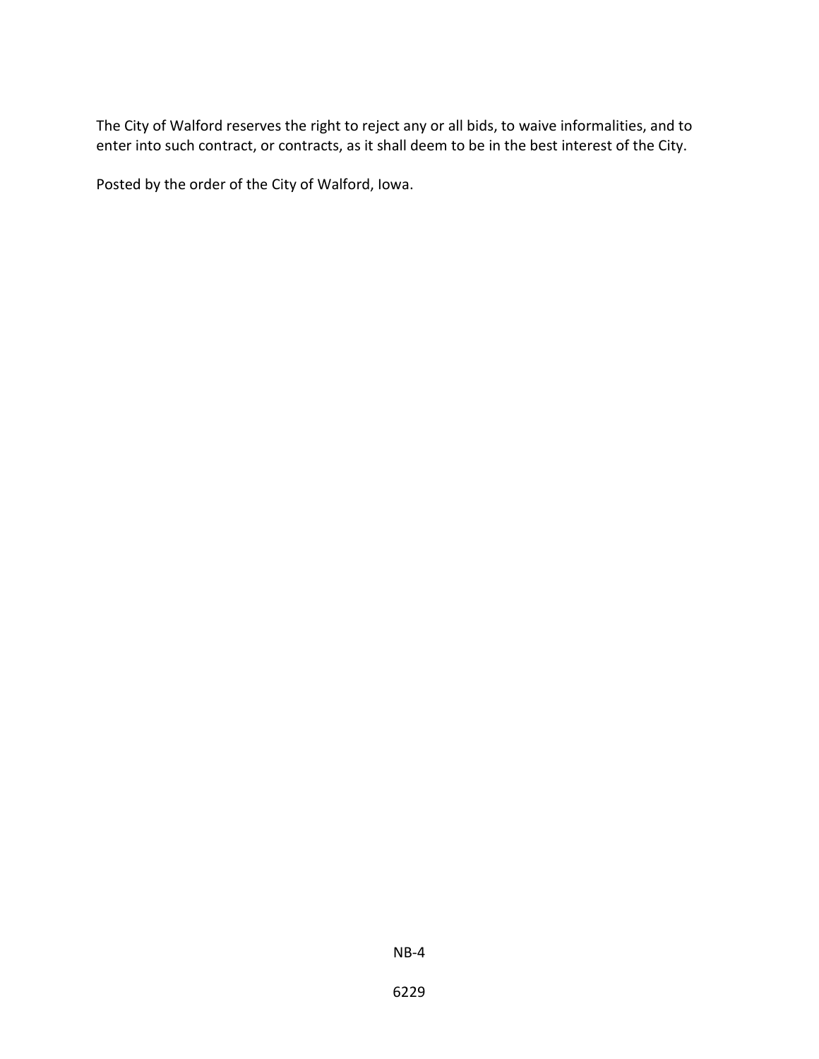The City of Walford reserves the right to reject any or all bids, to waive informalities, and to enter into such contract, or contracts, as it shall deem to be in the best interest of the City.

Posted by the order of the City of Walford, Iowa.